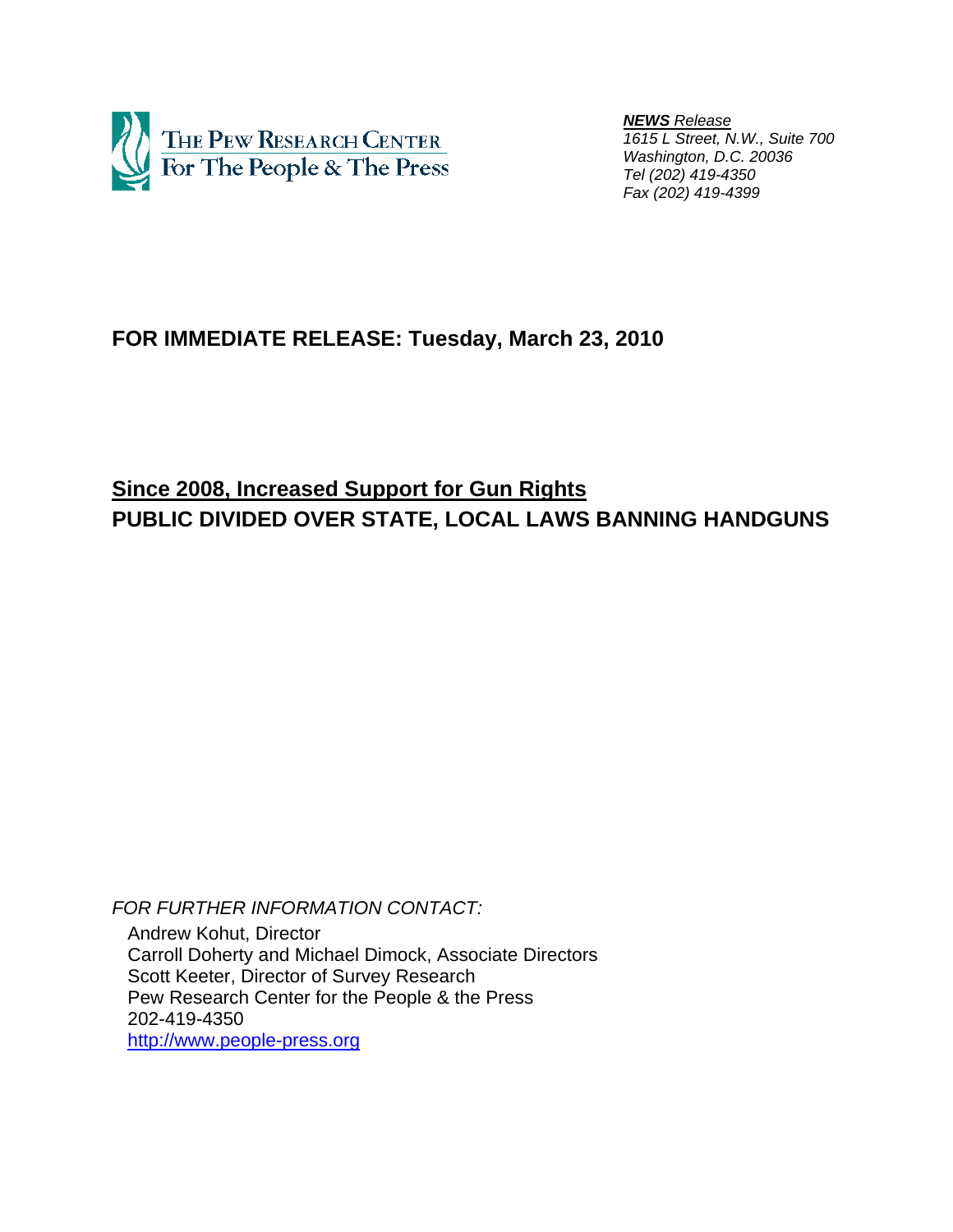THE PEW RESEARCH CENTER
For The People & The Press

***NEWS* Release**
*1615 L Street, N.W., Suite 700*
*Washington, D.C. 20036*
*Tel (202) 419-4350*
*Fax (202) 419-4399*

**FOR IMMEDIATE RELEASE: Tuesday, March 23, 2010**

# Since 2008, Increased Support for Gun Rights

## PUBLIC DIVIDED OVER STATE, LOCAL LAWS BANNING HANDGUNS

*FOR FURTHER INFORMATION CONTACT:*

Andrew Kohut, Director
Carroll Doherty and Michael Dimock, Associate Directors
Scott Keeter, Director of Survey Research
Pew Research Center for the People & the Press
202-419-4350
http://www.people-press.org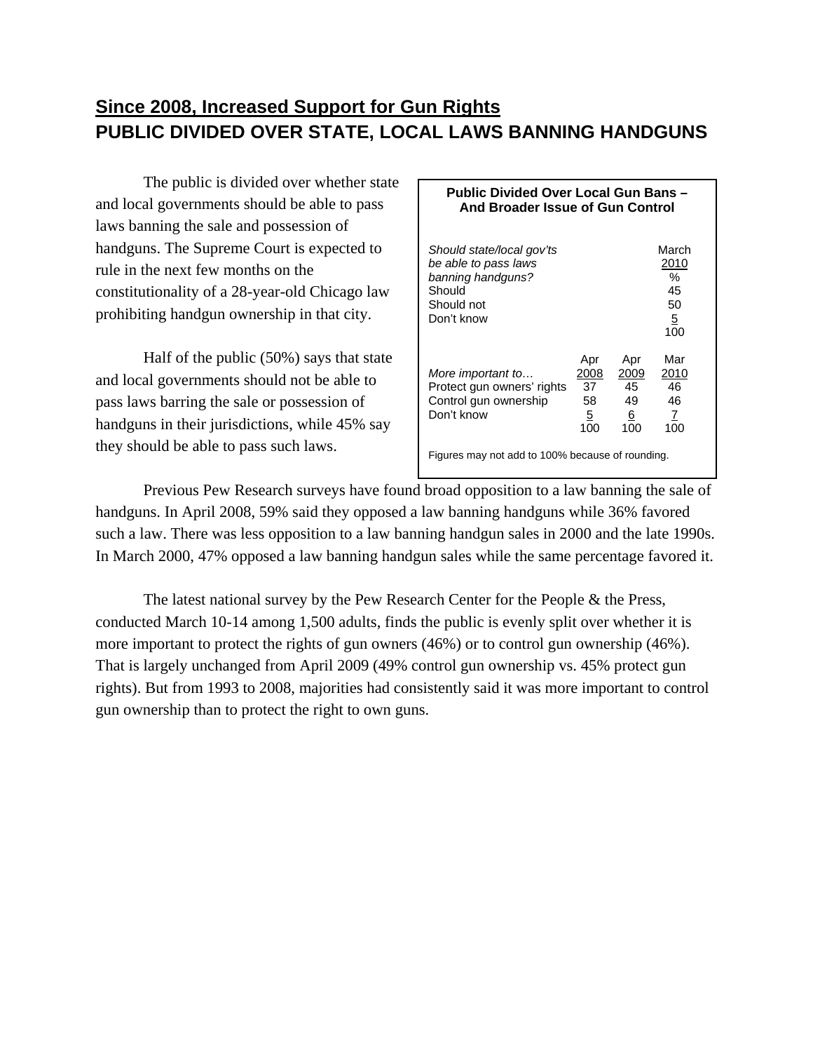## **Since 2008, Increased Support for Gun Rights**
## PUBLIC DIVIDED OVER STATE, LOCAL LAWS BANNING HANDGUNS

The public is divided over whether state and local governments should be able to pass laws banning the sale and possession of handguns. The Supreme Court is expected to rule in the next few months on the constitutionality of a 28-year-old Chicago law prohibiting handgun ownership in that city.

Half of the public (50%) says that state and local governments should not be able to pass laws barring the sale or possession of handguns in their jurisdictions, while 45% say they should be able to pass such laws.

**Public Divided Over Local Gun Bans – And Broader Issue of Gun Control**

| *Should state/local gov'ts be able to pass laws banning handguns?* | March 2010 |
|---|---|
| | % |
| Should | 45 |
| Should not | 50 |
| Don't know | 5 |
| | 100 |

| *More important to…* | Apr 2008 | Apr 2009 | Mar 2010 |
|---|---|---|---|
| Protect gun owners' rights | 37 | 45 | 46 |
| Control gun ownership | 58 | 49 | 46 |
| Don't know | 5 | 6 | 7 |
| | 100 | 100 | 100 |

Figures may not add to 100% because of rounding.

Previous Pew Research surveys have found broad opposition to a law banning the sale of handguns. In April 2008, 59% said they opposed a law banning handguns while 36% favored such a law. There was less opposition to a law banning handgun sales in 2000 and the late 1990s. In March 2000, 47% opposed a law banning handgun sales while the same percentage favored it.

The latest national survey by the Pew Research Center for the People & the Press, conducted March 10-14 among 1,500 adults, finds the public is evenly split over whether it is more important to protect the rights of gun owners (46%) or to control gun ownership (46%). That is largely unchanged from April 2009 (49% control gun ownership vs. 45% protect gun rights). But from 1993 to 2008, majorities had consistently said it was more important to control gun ownership than to protect the right to own guns.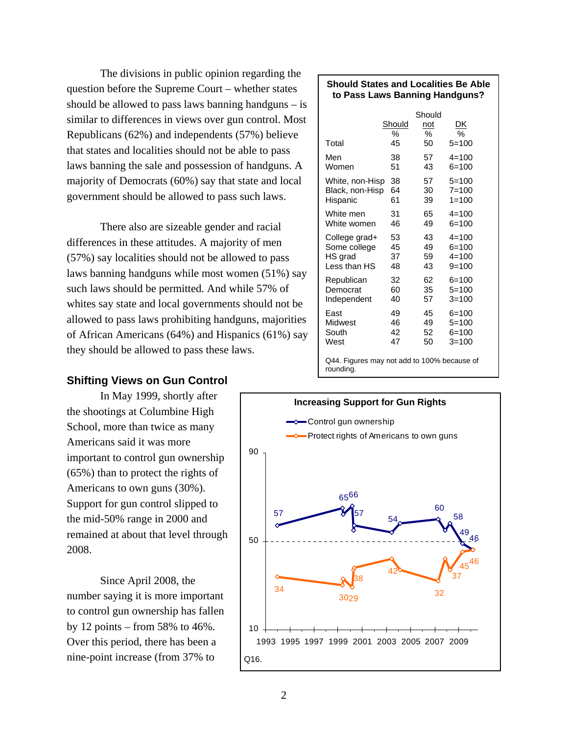The divisions in public opinion regarding the question before the Supreme Court – whether states should be allowed to pass laws banning handguns – is similar to differences in views over gun control. Most Republicans (62%) and independents (57%) believe that states and localities should not be able to pass laws banning the sale and possession of handguns. A majority of Democrats (60%) say that state and local government should be allowed to pass such laws.

There also are sizeable gender and racial differences in these attitudes. A majority of men (57%) say localities should not be allowed to pass laws banning handguns while most women (51%) say such laws should be permitted. And while 57% of whites say state and local governments should not be allowed to pass laws prohibiting handguns, majorities of African Americans (64%) and Hispanics (61%) say they should be allowed to pass these laws.

**Should States and Localities Be Able to Pass Laws Banning Handguns?**

| | Should | Should not | DK |
|---|---|---|---|
| | % | % | % |
| Total | 45 | 50 | 5=100 |
| Men | 38 | 57 | 4=100 |
| Women | 51 | 43 | 6=100 |
| White, non-Hisp | 38 | 57 | 5=100 |
| Black, non-Hisp | 64 | 30 | 7=100 |
| Hispanic | 61 | 39 | 1=100 |
| White men | 31 | 65 | 4=100 |
| White women | 46 | 49 | 6=100 |
| College grad+ | 53 | 43 | 4=100 |
| Some college | 45 | 49 | 6=100 |
| HS grad | 37 | 59 | 4=100 |
| Less than HS | 48 | 43 | 9=100 |
| Republican | 32 | 62 | 6=100 |
| Democrat | 60 | 35 | 5=100 |
| Independent | 40 | 57 | 3=100 |
| East | 49 | 45 | 6=100 |
| Midwest | 46 | 49 | 5=100 |
| South | 42 | 52 | 6=100 |
| West | 47 | 50 | 3=100 |

Q44. Figures may not add to 100% because of rounding.

## Shifting Views on Gun Control

In May 1999, shortly after the shootings at Columbine High School, more than twice as many Americans said it was more important to control gun ownership (65%) than to protect the rights of Americans to own guns (30%). Support for gun control slipped to the mid-50% range in 2000 and remained at about that level through 2008.

Since April 2008, the number saying it is more important to control gun ownership has fallen by 12 points – from 58% to 46%. Over this period, there has been a nine-point increase (from 37% to

**Increasing Support for Gun Rights**

Control gun ownership; Protect rights of Americans to own guns

Q16.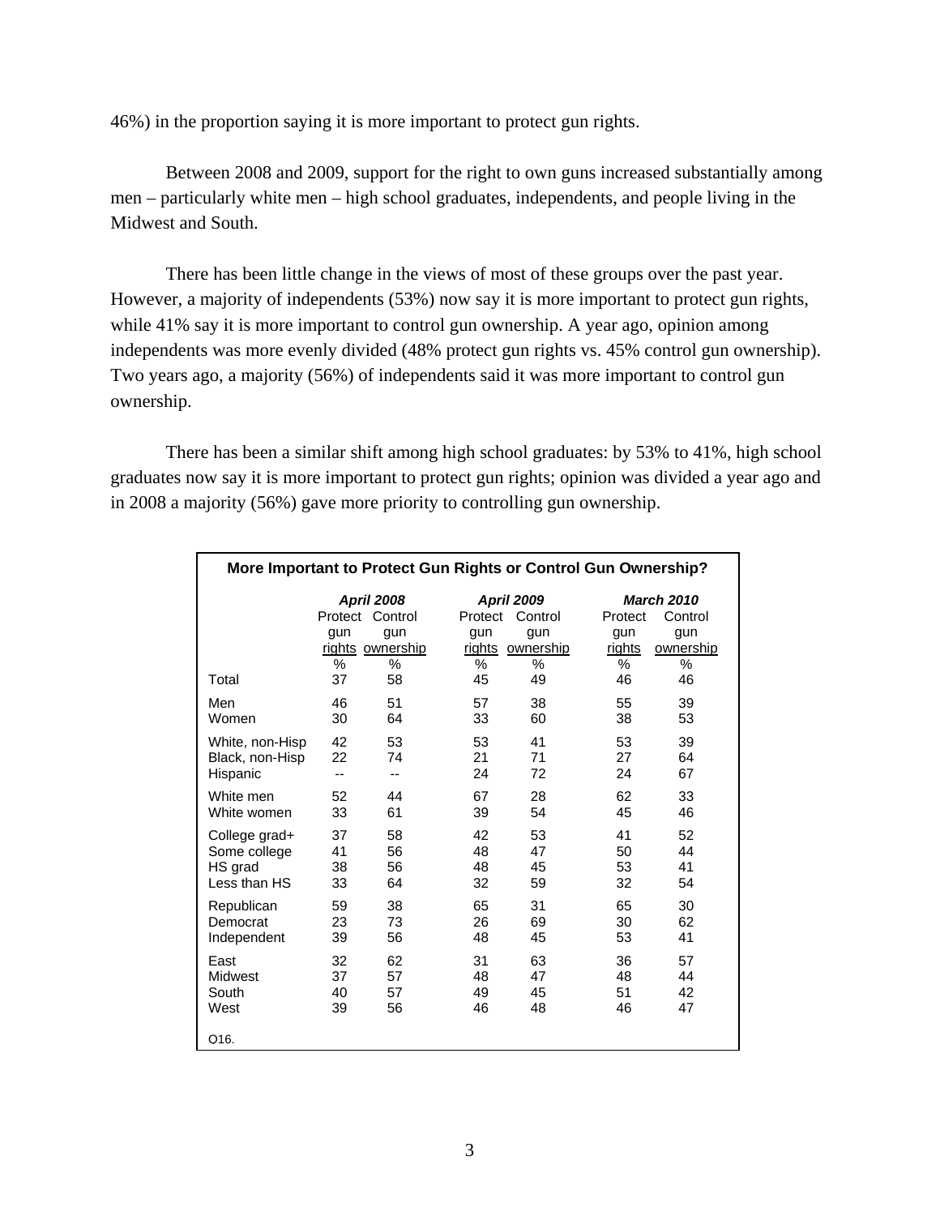46%) in the proportion saying it is more important to protect gun rights.

Between 2008 and 2009, support for the right to own guns increased substantially among men – particularly white men – high school graduates, independents, and people living in the Midwest and South.

There has been little change in the views of most of these groups over the past year. However, a majority of independents (53%) now say it is more important to protect gun rights, while 41% say it is more important to control gun ownership. A year ago, opinion among independents was more evenly divided (48% protect gun rights vs. 45% control gun ownership). Two years ago, a majority (56%) of independents said it was more important to control gun ownership.

There has been a similar shift among high school graduates: by 53% to 41%, high school graduates now say it is more important to protect gun rights; opinion was divided a year ago and in 2008 a majority (56%) gave more priority to controlling gun ownership.

**More Important to Protect Gun Rights or Control Gun Ownership?**

| | *April 2008* | | *April 2009* | | *March 2010* | |
|---|---|---|---|---|---|---|
| | Protect gun rights | Control gun ownership | Protect gun rights | Control gun ownership | Protect gun rights | Control gun ownership |
| | % | % | % | % | % | % |
| Total | 37 | 58 | 45 | 49 | 46 | 46 |
| Men | 46 | 51 | 57 | 38 | 55 | 39 |
| Women | 30 | 64 | 33 | 60 | 38 | 53 |
| White, non-Hisp | 42 | 53 | 53 | 41 | 53 | 39 |
| Black, non-Hisp | 22 | 74 | 21 | 71 | 27 | 64 |
| Hispanic | -- | -- | 24 | 72 | 24 | 67 |
| White men | 52 | 44 | 67 | 28 | 62 | 33 |
| White women | 33 | 61 | 39 | 54 | 45 | 46 |
| College grad+ | 37 | 58 | 42 | 53 | 41 | 52 |
| Some college | 41 | 56 | 48 | 47 | 50 | 44 |
| HS grad | 38 | 56 | 48 | 45 | 53 | 41 |
| Less than HS | 33 | 64 | 32 | 59 | 32 | 54 |
| Republican | 59 | 38 | 65 | 31 | 65 | 30 |
| Democrat | 23 | 73 | 26 | 69 | 30 | 62 |
| Independent | 39 | 56 | 48 | 45 | 53 | 41 |
| East | 32 | 62 | 31 | 63 | 36 | 57 |
| Midwest | 37 | 57 | 48 | 47 | 48 | 44 |
| South | 40 | 57 | 49 | 45 | 51 | 42 |
| West | 39 | 56 | 46 | 48 | 46 | 47 |

O16.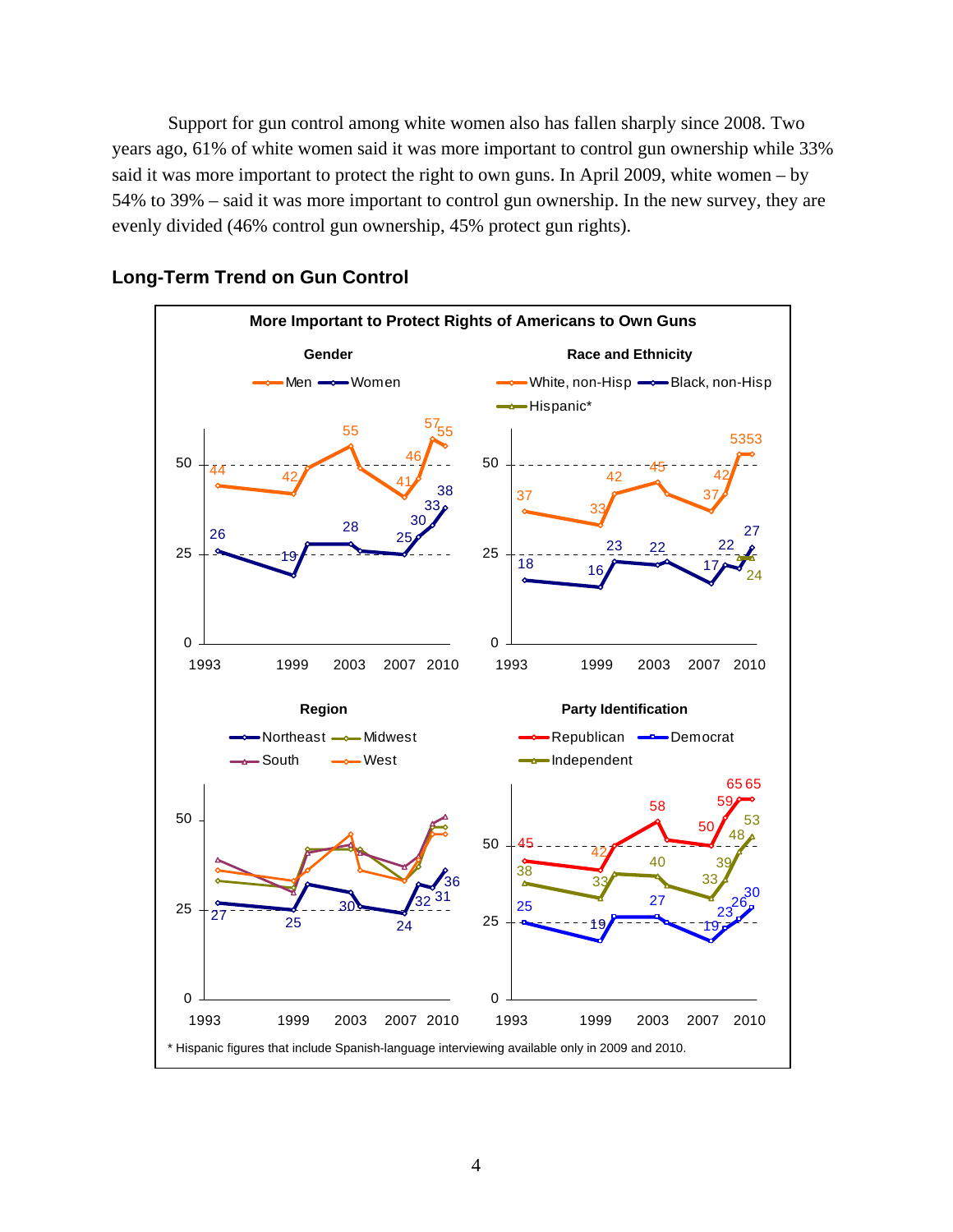Support for gun control among white women also has fallen sharply since 2008. Two years ago, 61% of white women said it was more important to control gun ownership while 33% said it was more important to protect the right to own guns. In April 2009, white women – by 54% to 39% – said it was more important to control gun ownership. In the new survey, they are evenly divided (46% control gun ownership, 45% protect gun rights).

## Long-Term Trend on Gun Control

**More Important to Protect Rights of Americans to Own Guns**

**Gender**

Men, Women

**Race and Ethnicity**

White, non-Hisp; Black, non-Hisp; Hispanic*

**Region**

Northeast, Midwest, South, West

**Party Identification**

Republican, Democrat, Independent

\* Hispanic figures that include Spanish-language interviewing available only in 2009 and 2010.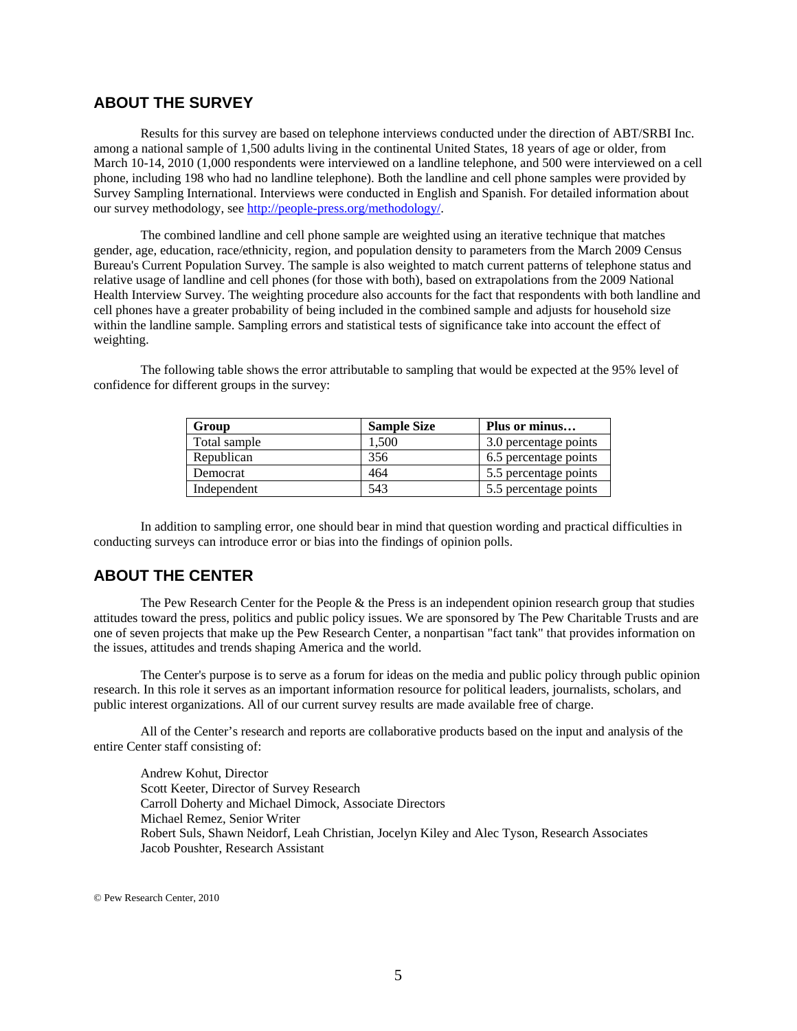## ABOUT THE SURVEY

Results for this survey are based on telephone interviews conducted under the direction of ABT/SRBI Inc. among a national sample of 1,500 adults living in the continental United States, 18 years of age or older, from March 10-14, 2010 (1,000 respondents were interviewed on a landline telephone, and 500 were interviewed on a cell phone, including 198 who had no landline telephone). Both the landline and cell phone samples were provided by Survey Sampling International. Interviews were conducted in English and Spanish. For detailed information about our survey methodology, see http://people-press.org/methodology/.

The combined landline and cell phone sample are weighted using an iterative technique that matches gender, age, education, race/ethnicity, region, and population density to parameters from the March 2009 Census Bureau's Current Population Survey. The sample is also weighted to match current patterns of telephone status and relative usage of landline and cell phones (for those with both), based on extrapolations from the 2009 National Health Interview Survey. The weighting procedure also accounts for the fact that respondents with both landline and cell phones have a greater probability of being included in the combined sample and adjusts for household size within the landline sample. Sampling errors and statistical tests of significance take into account the effect of weighting.

The following table shows the error attributable to sampling that would be expected at the 95% level of confidence for different groups in the survey:

| Group | Sample Size | Plus or minus… |
|---|---|---|
| Total sample | 1,500 | 3.0 percentage points |
| Republican | 356 | 6.5 percentage points |
| Democrat | 464 | 5.5 percentage points |
| Independent | 543 | 5.5 percentage points |

In addition to sampling error, one should bear in mind that question wording and practical difficulties in conducting surveys can introduce error or bias into the findings of opinion polls.

## ABOUT THE CENTER

The Pew Research Center for the People & the Press is an independent opinion research group that studies attitudes toward the press, politics and public policy issues. We are sponsored by The Pew Charitable Trusts and are one of seven projects that make up the Pew Research Center, a nonpartisan "fact tank" that provides information on the issues, attitudes and trends shaping America and the world.

The Center's purpose is to serve as a forum for ideas on the media and public policy through public opinion research. In this role it serves as an important information resource for political leaders, journalists, scholars, and public interest organizations. All of our current survey results are made available free of charge.

All of the Center's research and reports are collaborative products based on the input and analysis of the entire Center staff consisting of:

Andrew Kohut, Director
Scott Keeter, Director of Survey Research
Carroll Doherty and Michael Dimock, Associate Directors
Michael Remez, Senior Writer
Robert Suls, Shawn Neidorf, Leah Christian, Jocelyn Kiley and Alec Tyson, Research Associates
Jacob Poushter, Research Assistant

© Pew Research Center, 2010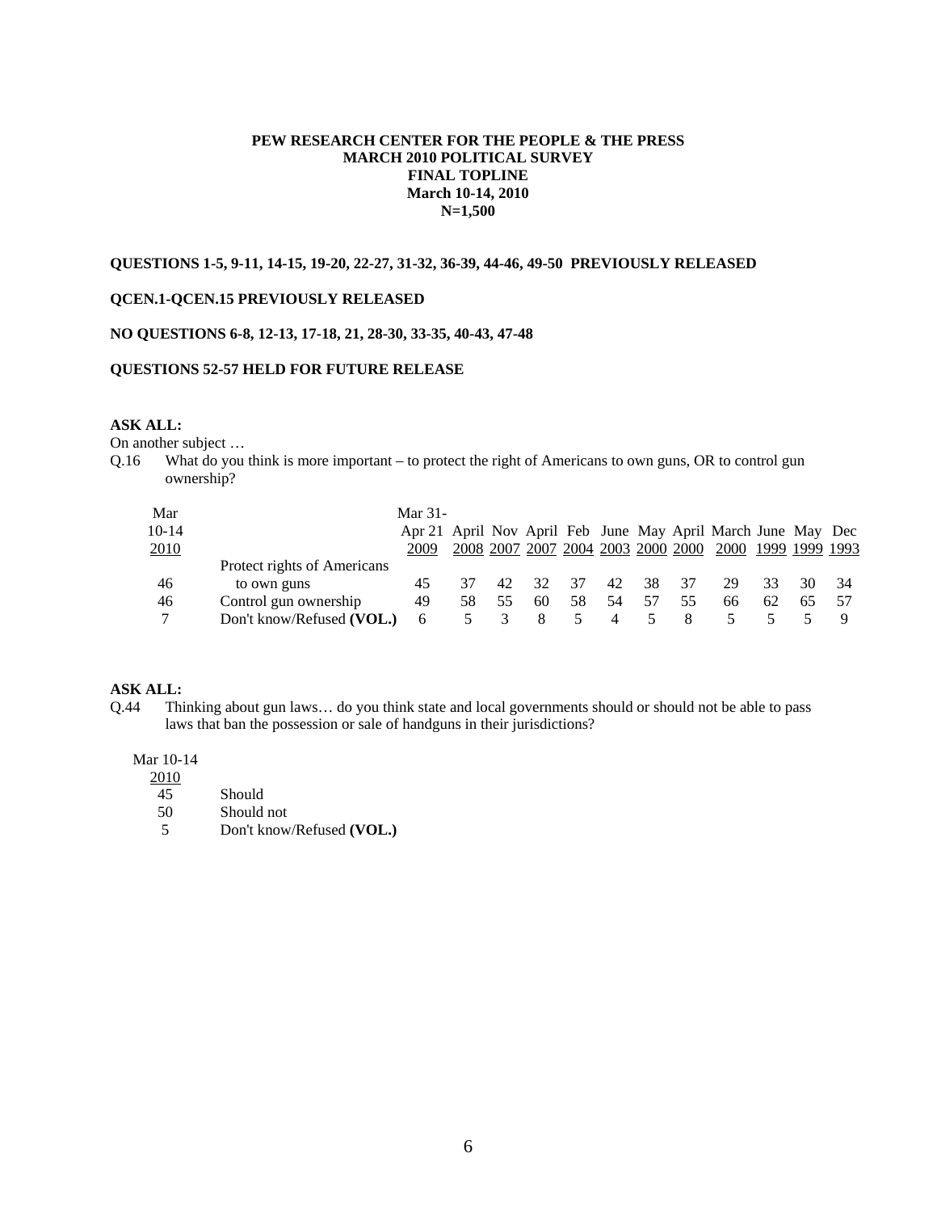**PEW RESEARCH CENTER FOR THE PEOPLE & THE PRESS**
**MARCH 2010 POLITICAL SURVEY**
**FINAL TOPLINE**
**March 10-14, 2010**
**N=1,500**

**QUESTIONS 1-5, 9-11, 14-15, 19-20, 22-27, 31-32, 36-39, 44-46, 49-50 PREVIOUSLY RELEASED**

**QCEN.1-QCEN.15 PREVIOUSLY RELEASED**

**NO QUESTIONS 6-8, 12-13, 17-18, 21, 28-30, 33-35, 40-43, 47-48**

**QUESTIONS 52-57 HELD FOR FUTURE RELEASE**

**ASK ALL:**

On another subject …

Q.16 What do you think is more important – to protect the right of Americans to own guns, OR to control gun ownership?

| Mar 10-14 2010 | | Mar 31-Apr 21 2009 | April 2008 | Nov 2007 | April 2007 | Feb 2004 | June 2003 | May 2000 | April 2000 | March 2000 | June 1999 | May 1999 | Dec 1993 |
|---|---|---|---|---|---|---|---|---|---|---|---|---|---|
| 46 | Protect rights of Americans to own guns | 45 | 37 | 42 | 32 | 37 | 42 | 38 | 37 | 29 | 33 | 30 | 34 |
| 46 | Control gun ownership | 49 | 58 | 55 | 60 | 58 | 54 | 57 | 55 | 66 | 62 | 65 | 57 |
| 7 | Don't know/Refused **(VOL.)** | 6 | 5 | 3 | 8 | 5 | 4 | 5 | 8 | 5 | 5 | 5 | 9 |

**ASK ALL:**

Q.44 Thinking about gun laws… do you think state and local governments should or should not be able to pass laws that ban the possession or sale of handguns in their jurisdictions?

| Mar 10-14 2010 | |
|---|---|
| 45 | Should |
| 50 | Should not |
| 5 | Don't know/Refused **(VOL.)** |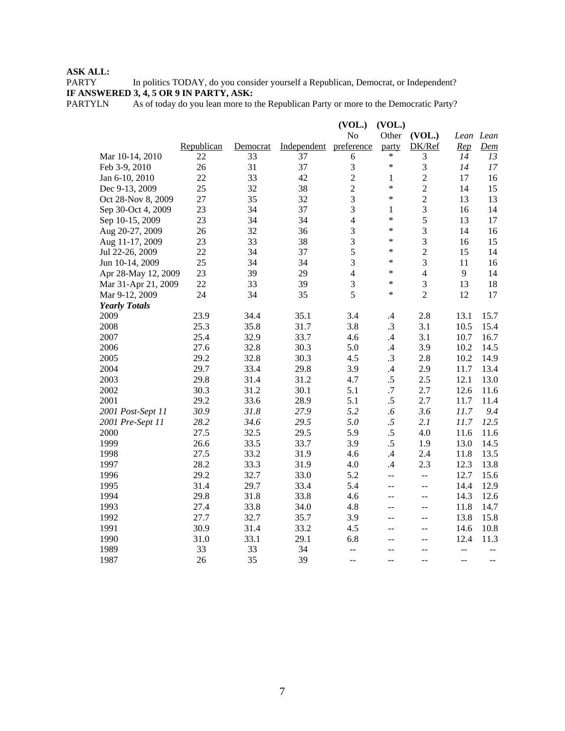**ASK ALL:**

PARTY In politics TODAY, do you consider yourself a Republican, Democrat, or Independent?

**IF ANSWERED 3, 4, 5 OR 9 IN PARTY, ASK:**

PARTYLN As of today do you lean more to the Republican Party or more to the Democratic Party?

| | Republican | Democrat | Independent | (VOL.) No preference | (VOL.) Other party | (VOL.) DK/Ref | *Lean Rep* | *Lean Dem* |
|---|---|---|---|---|---|---|---|---|
| Mar 10-14, 2010 | 22 | 33 | 37 | 6 | * | 3 | *14* | *13* |
| Feb 3-9, 2010 | 26 | 31 | 37 | 3 | * | 3 | *14* | *17* |
| Jan 6-10, 2010 | 22 | 33 | 42 | 2 | 1 | 2 | 17 | 16 |
| Dec 9-13, 2009 | 25 | 32 | 38 | 2 | * | 2 | 14 | 15 |
| Oct 28-Nov 8, 2009 | 27 | 35 | 32 | 3 | * | 2 | 13 | 13 |
| Sep 30-Oct 4, 2009 | 23 | 34 | 37 | 3 | 1 | 3 | 16 | 14 |
| Sep 10-15, 2009 | 23 | 34 | 34 | 4 | * | 5 | 13 | 17 |
| Aug 20-27, 2009 | 26 | 32 | 36 | 3 | * | 3 | 14 | 16 |
| Aug 11-17, 2009 | 23 | 33 | 38 | 3 | * | 3 | 16 | 15 |
| Jul 22-26, 2009 | 22 | 34 | 37 | 5 | * | 2 | 15 | 14 |
| Jun 10-14, 2009 | 25 | 34 | 34 | 3 | * | 3 | 11 | 16 |
| Apr 28-May 12, 2009 | 23 | 39 | 29 | 4 | * | 4 | 9 | 14 |
| Mar 31-Apr 21, 2009 | 22 | 33 | 39 | 3 | * | 3 | 13 | 18 |
| Mar 9-12, 2009 | 24 | 34 | 35 | 5 | * | 2 | 12 | 17 |
| ***Yearly Totals*** | | | | | | | | |
| 2009 | 23.9 | 34.4 | 35.1 | 3.4 | .4 | 2.8 | 13.1 | 15.7 |
| 2008 | 25.3 | 35.8 | 31.7 | 3.8 | .3 | 3.1 | 10.5 | 15.4 |
| 2007 | 25.4 | 32.9 | 33.7 | 4.6 | .4 | 3.1 | 10.7 | 16.7 |
| 2006 | 27.6 | 32.8 | 30.3 | 5.0 | .4 | 3.9 | 10.2 | 14.5 |
| 2005 | 29.2 | 32.8 | 30.3 | 4.5 | .3 | 2.8 | 10.2 | 14.9 |
| 2004 | 29.7 | 33.4 | 29.8 | 3.9 | .4 | 2.9 | 11.7 | 13.4 |
| 2003 | 29.8 | 31.4 | 31.2 | 4.7 | .5 | 2.5 | 12.1 | 13.0 |
| 2002 | 30.3 | 31.2 | 30.1 | 5.1 | .7 | 2.7 | 12.6 | 11.6 |
| 2001 | 29.2 | 33.6 | 28.9 | 5.1 | .5 | 2.7 | 11.7 | 11.4 |
| *2001 Post-Sept 11* | *30.9* | *31.8* | *27.9* | *5.2* | *.6* | *3.6* | *11.7* | *9.4* |
| *2001 Pre-Sept 11* | *28.2* | *34.6* | *29.5* | *5.0* | *.5* | *2.1* | *11.7* | *12.5* |
| 2000 | 27.5 | 32.5 | 29.5 | 5.9 | .5 | 4.0 | 11.6 | 11.6 |
| 1999 | 26.6 | 33.5 | 33.7 | 3.9 | .5 | 1.9 | 13.0 | 14.5 |
| 1998 | 27.5 | 33.2 | 31.9 | 4.6 | .4 | 2.4 | 11.8 | 13.5 |
| 1997 | 28.2 | 33.3 | 31.9 | 4.0 | .4 | 2.3 | 12.3 | 13.8 |
| 1996 | 29.2 | 32.7 | 33.0 | 5.2 | -- | -- | 12.7 | 15.6 |
| 1995 | 31.4 | 29.7 | 33.4 | 5.4 | -- | -- | 14.4 | 12.9 |
| 1994 | 29.8 | 31.8 | 33.8 | 4.6 | -- | -- | 14.3 | 12.6 |
| 1993 | 27.4 | 33.8 | 34.0 | 4.8 | -- | -- | 11.8 | 14.7 |
| 1992 | 27.7 | 32.7 | 35.7 | 3.9 | -- | -- | 13.8 | 15.8 |
| 1991 | 30.9 | 31.4 | 33.2 | 4.5 | -- | -- | 14.6 | 10.8 |
| 1990 | 31.0 | 33.1 | 29.1 | 6.8 | -- | -- | 12.4 | 11.3 |
| 1989 | 33 | 33 | 34 | -- | -- | -- | -- | -- |
| 1987 | 26 | 35 | 39 | -- | -- | -- | -- | -- |